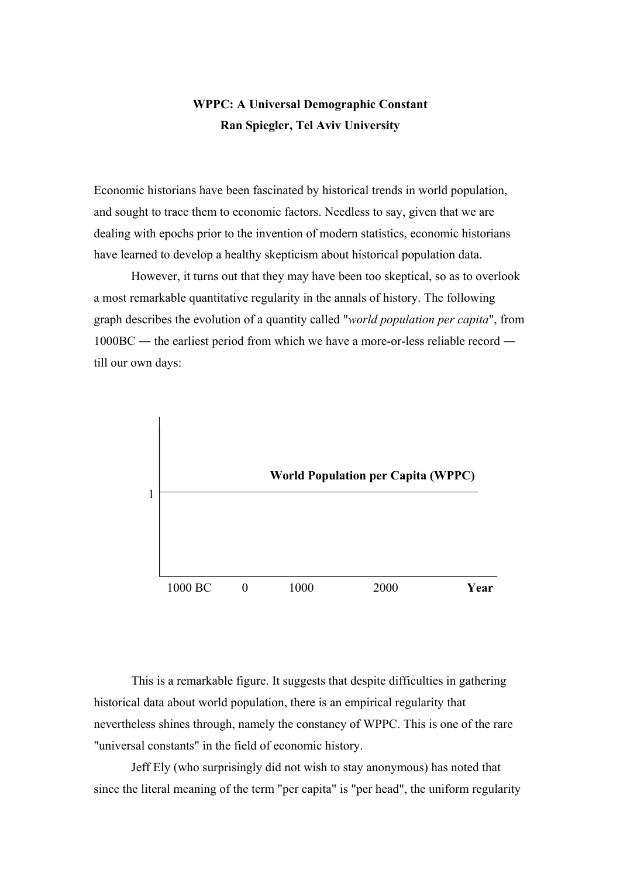**WPPC: A Universal Demographic Constant**

**Ran Spiegler, Tel Aviv University**

Economic historians have been fascinated by historical trends in world population, and sought to trace them to economic factors. Needless to say, given that we are dealing with epochs prior to the invention of modern statistics, economic historians have learned to develop a healthy skepticism about historical population data.

However, it turns out that they may have been too skeptical, so as to overlook a most remarkable quantitative regularity in the annals of history. The following graph describes the evolution of a quantity called "*world population per capita*", from 1000BC ― the earliest period from which we have a more-or-less reliable record ― till our own days:

**World Population per Capita (WPPC)**

1

1000 BC 0 1000 2000 **Year**

This is a remarkable figure. It suggests that despite difficulties in gathering historical data about world population, there is an empirical regularity that nevertheless shines through, namely the constancy of WPPC. This is one of the rare "universal constants" in the field of economic history.

Jeff Ely (who surprisingly did not wish to stay anonymous) has noted that since the literal meaning of the term "per capita" is "per head", the uniform regularity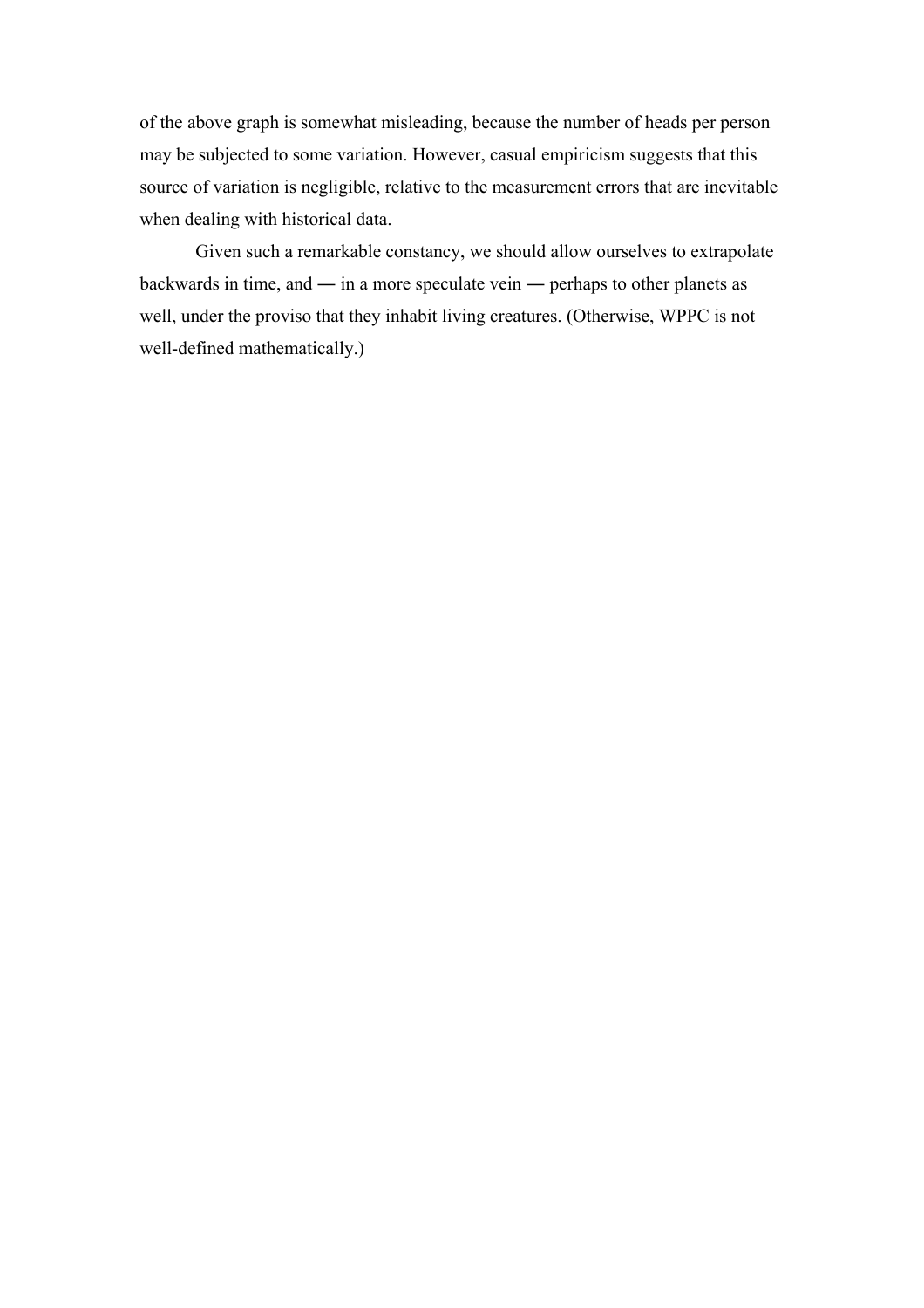of the above graph is somewhat misleading, because the number of heads per person may be subjected to some variation. However, casual empiricism suggests that this source of variation is negligible, relative to the measurement errors that are inevitable when dealing with historical data.

Given such a remarkable constancy, we should allow ourselves to extrapolate backwards in time, and — in a more speculate vein — perhaps to other planets as well, under the proviso that they inhabit living creatures. (Otherwise, WPPC is not well-defined mathematically.)